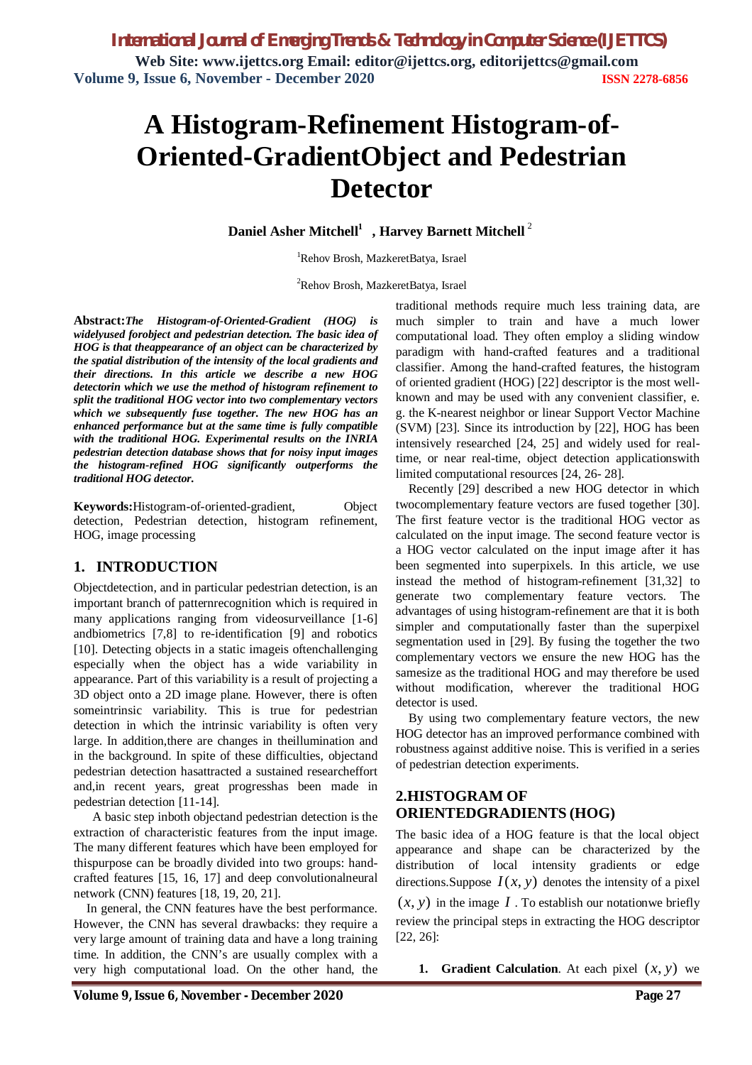# A Histogram-Refinement Histogram-of-Oriented-GradientObject and Pedestrian Detector

**Daniel Asher Mitchell[1] , Harvey Barnett Mitchell [2]**

[1]Rehov Brosh, MazkeretBatya, Israel

[2]Rehov Brosh, MazkeretBatya, Israel

**Abstract:** ***The Histogram-of-Oriented-Gradient (HOG) is widelyused forobject and pedestrian detection. The basic idea of HOG is that theappearance of an object can be characterized by the spatial distribution of the intensity of the local gradients and their directions. In this article we describe a new HOG detectorin which we use the method of histogram refinement to split the traditional HOG vector into two complementary vectors which we subsequently fuse together. The new HOG has an enhanced performance but at the same time is fully compatible with the traditional HOG. Experimental results on the INRIA pedestrian detection database shows that for noisy input images the histogram-refined HOG significantly outperforms the traditional HOG detector.***

**Keywords:**Histogram-of-oriented-gradient, Object detection, Pedestrian detection, histogram refinement, HOG, image processing

## 1. INTRODUCTION

Objectdetection, and in particular pedestrian detection, is an important branch of patternrecognition which is required in many applications ranging from videosurveillance [1-6] andbiometrics [7,8] to re-identification [9] and robotics [10]. Detecting objects in a static imageis oftenchallenging especially when the object has a wide variability in appearance. Part of this variability is a result of projecting a 3D object onto a 2D image plane. However, there is often someintrinsic variability. This is true for pedestrian detection in which the intrinsic variability is often very large. In addition,there are changes in theillumination and in the background. In spite of these difficulties, objectand pedestrian detection hasattracted a sustained researcheffort and,in recent years, great progresshas been made in pedestrian detection [11-14].

A basic step inboth objectand pedestrian detection is the extraction of characteristic features from the input image. The many different features which have been employed for thispurpose can be broadly divided into two groups: hand-crafted features [15, 16, 17] and deep convolutionalneural network (CNN) features [18, 19, 20, 21].

In general, the CNN features have the best performance. However, the CNN has several drawbacks: they require a very large amount of training data and have a long training time. In addition, the CNN's are usually complex with a very high computational load. On the other hand, the traditional methods require much less training data, are much simpler to train and have a much lower computational load. They often employ a sliding window paradigm with hand-crafted features and a traditional classifier. Among the hand-crafted features, the histogram of oriented gradient (HOG) [22] descriptor is the most well-known and may be used with any convenient classifier, e. g. the K-nearest neighbor or linear Support Vector Machine (SVM) [23]. Since its introduction by [22], HOG has been intensively researched [24, 25] and widely used for real-time, or near real-time, object detection applicationswith limited computational resources [24, 26- 28].

Recently [29] described a new HOG detector in which twocomplementary feature vectors are fused together [30]. The first feature vector is the traditional HOG vector as calculated on the input image. The second feature vector is a HOG vector calculated on the input image after it has been segmented into superpixels. In this article, we use instead the method of histogram-refinement [31,32] to generate two complementary feature vectors. The advantages of using histogram-refinement are that it is both simpler and computationally faster than the superpixel segmentation used in [29]. By fusing the together the two complementary vectors we ensure the new HOG has the samesize as the traditional HOG and may therefore be used without modification, wherever the traditional HOG detector is used.

By using two complementary feature vectors, the new HOG detector has an improved performance combined with robustness against additive noise. This is verified in a series of pedestrian detection experiments.

## 2.HISTOGRAM OF ORIENTEDGRADIENTS (HOG)

The basic idea of a HOG feature is that the local object appearance and shape can be characterized by the distribution of local intensity gradients or edge directions.Suppose $I(x, y)$ denotes the intensity of a pixel $(x, y)$ in the image $I$. To establish our notationwe briefly review the principal steps in extracting the HOG descriptor [22, 26]:

1. **Gradient Calculation**. At each pixel $(x, y)$ we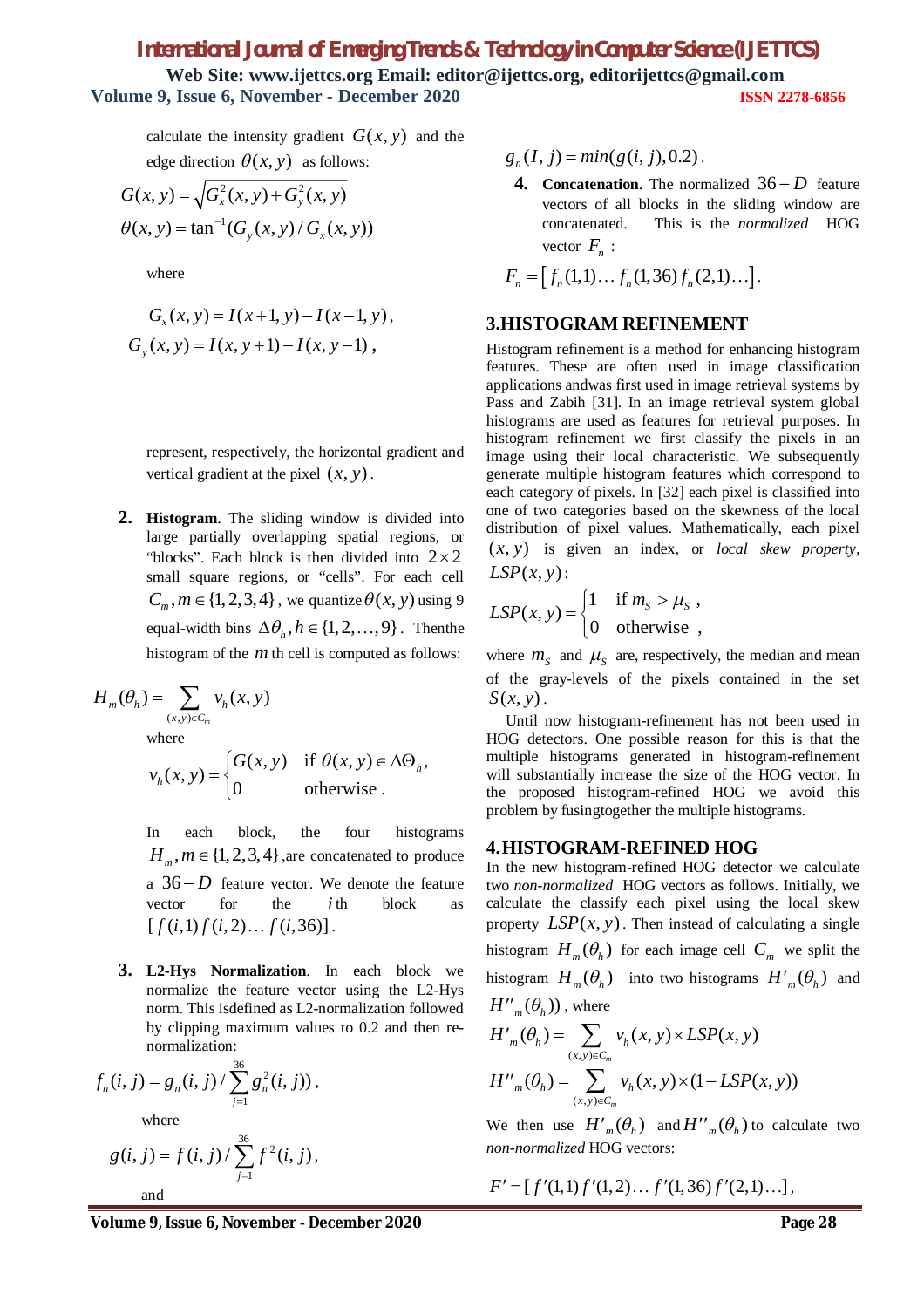calculate the intensity gradient $G(x, y)$ and the edge direction $\theta(x, y)$ as follows:

$$G(x,y) = \sqrt{G_x^2(x,y) + G_y^2(x,y)}$$

$$\theta(x,y) = \tan^{-1}(G_y(x,y)/G_x(x,y))$$

where

$$G_x(x,y) = I(x+1,y) - I(x-1,y),$$

$$G_y(x,y) = I(x,y+1) - I(x,y-1),$$

represent, respectively, the horizontal gradient and vertical gradient at the pixel $(x, y)$.

2. **Histogram**. The sliding window is divided into large partially overlapping spatial regions, or "blocks". Each block is then divided into $2 \times 2$ small square regions, or "cells". For each cell $C_m, m \in \{1,2,3,4\}$, we quantize $\theta(x, y)$ using 9 equal-width bins $\Delta\theta_h, h \in \{1,2,\ldots,9\}$. Thenthe histogram of the $m$ th cell is computed as follows:

$$H_m(\theta_h) = \sum_{(x,y)\in C_m} v_h(x,y)$$

where

$$v_h(x,y) = \begin{cases} G(x,y) & \text{if } \theta(x,y) \in \Delta\Theta_h, \\ 0 & \text{otherwise .} \end{cases}$$

In each block, the four histograms $H_m, m \in \{1,2,3,4\}$,are concatenated to produce a $36-D$ feature vector. We denote the feature vector for the $i$ th block as $[f(i,1) f(i,2) \ldots f(i,36)]$.

3. **L2-Hys Normalization**. In each block we normalize the feature vector using the L2-Hys norm. This isdefined as L2-normalization followed by clipping maximum values to 0.2 and then re-normalization:

$$f_n(i,j) = g_n(i,j) / \sum_{j=1}^{36} g_n^2(i,j)),$$

where

$$g(i,j) = f(i,j) / \sum_{j=1}^{36} f^2(i,j),$$

and

$$g_n(I,j) = min(g(i,j), 0.2).$$

4. **Concatenation**. The normalized $36-D$ feature vectors of all blocks in the sliding window are concatenated. This is the *normalized* HOG vector $F_n$ :

$$F_n = \left[ f_n(1,1) \ldots f_n(1,36) f_n(2,1) \ldots \right].$$

## 3.HISTOGRAM REFINEMENT

Histogram refinement is a method for enhancing histogram features. These are often used in image classification applications andwas first used in image retrieval systems by Pass and Zabih [31]. In an image retrieval system global histograms are used as features for retrieval purposes. In histogram refinement we first classify the pixels in an image using their local characteristic. We subsequently generate multiple histogram features which correspond to each category of pixels. In [32] each pixel is classified into one of two categories based on the skewness of the local distribution of pixel values. Mathematically, each pixel $(x, y)$ is given an index, or *local skew property*, $LSP(x, y)$:

$$LSP(x,y) = \begin{cases} 1 & \text{if } m_S > \mu_S \text{ ,} \\ 0 & \text{otherwise ,} \end{cases}$$

where $m_S$ and $\mu_S$ are, respectively, the median and mean of the gray-levels of the pixels contained in the set $S(x, y)$.

Until now histogram-refinement has not been used in HOG detectors. One possible reason for this is that the multiple histograms generated in histogram-refinement will substantially increase the size of the HOG vector. In the proposed histogram-refined HOG we avoid this problem by fusingtogether the multiple histograms.

## 4.HISTOGRAM-REFINED HOG

In the new histogram-refined HOG detector we calculate two *non-normalized* HOG vectors as follows. Initially, we calculate the classify each pixel using the local skew property $LSP(x, y)$. Then instead of calculating a single histogram $H_m(\theta_h)$ for each image cell $C_m$ we split the histogram $H_m(\theta_h)$ into two histograms $H'_m(\theta_h)$ and $H''_m(\theta_h))$, where

$$H'_m(\theta_h) = \sum_{(x,y)\in C_m} v_h(x,y) \times LSP(x,y)$$

$$H''_m(\theta_h) = \sum_{(x,y)\in C_m} v_h(x,y) \times (1 - LSP(x,y))$$

We then use $H'_m(\theta_h)$ and $H''_m(\theta_h)$ to calculate two *non-normalized* HOG vectors:

$$F' = [f'(1,1) f'(1,2) \ldots f'(1,36) f'(2,1) \ldots],$$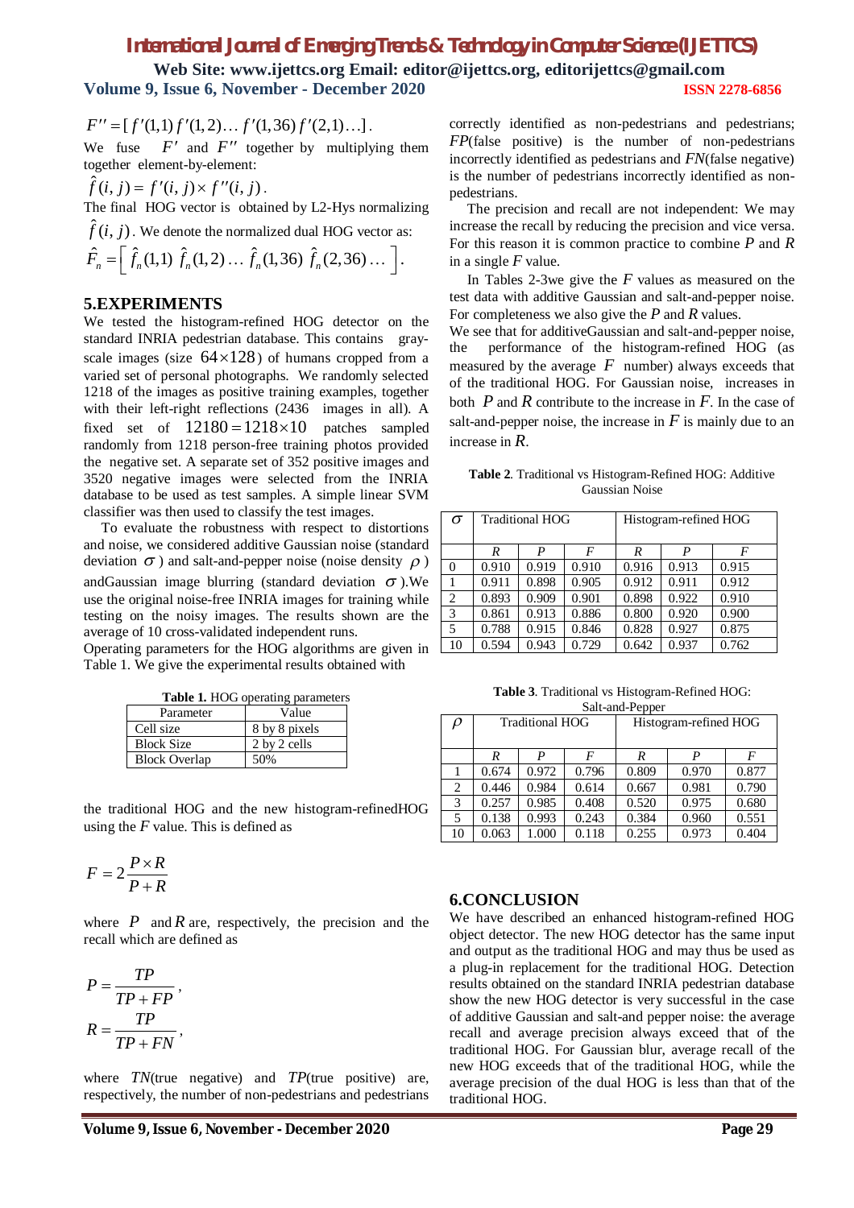$$F'' = [f'(1,1)\, f'(1,2) \ldots f'(1,36)\, f'(2,1) \ldots].$$

We fuse $F'$ and $F''$ together by multiplying them together element-by-element:

$$\hat{f}(i,j) = f'(i,j) \times f''(i,j).$$

The final HOG vector is obtained by L2-Hys normalizing $\hat{f}(i,j)$. We denote the normalized dual HOG vector as:

$$\hat{F}_n = \left[\, \hat{f}_n(1,1)\; \hat{f}_n(1,2) \ldots \hat{f}_n(1,36)\; \hat{f}_n(2,36) \ldots \right].$$

## 5.EXPERIMENTS

We tested the histogram-refined HOG detector on the standard INRIA pedestrian database. This contains gray-scale images (size $64 \times 128$) of humans cropped from a varied set of personal photographs. We randomly selected 1218 of the images as positive training examples, together with their left-right reflections (2436 images in all). A fixed set of $12180 = 1218 \times 10$ patches sampled randomly from 1218 person-free training photos provided the negative set. A separate set of 352 positive images and 3520 negative images were selected from the INRIA database to be used as test samples. A simple linear SVM classifier was then used to classify the test images.

To evaluate the robustness with respect to distortions and noise, we considered additive Gaussian noise (standard deviation $\sigma$) and salt-and-pepper noise (noise density $\rho$) andGaussian image blurring (standard deviation $\sigma$).We use the original noise-free INRIA images for training while testing on the noisy images. The results shown are the average of 10 cross-validated independent runs.

Operating parameters for the HOG algorithms are given in Table 1. We give the experimental results obtained with

**Table 1.** HOG operating parameters

| Parameter | Value |
|---|---|
| Cell size | 8 by 8 pixels |
| Block Size | 2 by 2 cells |
| Block Overlap | 50% |

the traditional HOG and the new histogram-refinedHOG using the $F$ value. This is defined as

$$F = 2\frac{P \times R}{P + R}$$

where $P$ and $R$ are, respectively, the precision and the recall which are defined as

$$P = \frac{TP}{TP + FP},$$

$$R = \frac{TP}{TP + FN},$$

where $TN$(true negative) and $TP$(true positive) are, respectively, the number of non-pedestrians and pedestrians correctly identified as non-pedestrians and pedestrians; $FP$(false positive) is the number of non-pedestrians incorrectly identified as pedestrians and $FN$(false negative) is the number of pedestrians incorrectly identified as non-pedestrians.

The precision and recall are not independent: We may increase the recall by reducing the precision and vice versa. For this reason it is common practice to combine $P$ and $R$ in a single $F$ value.

In Tables 2-3we give the $F$ values as measured on the test data with additive Gaussian and salt-and-pepper noise. For completeness we also give the $P$ and $R$ values.

We see that for additiveGaussian and salt-and-pepper noise, the performance of the histogram-refined HOG (as measured by the average $F$ number) always exceeds that of the traditional HOG. For Gaussian noise, increases in both $P$ and $R$ contribute to the increase in $F$. In the case of salt-and-pepper noise, the increase in $F$ is mainly due to an increase in $R$.

**Table 2**. Traditional vs Histogram-Refined HOG: Additive Gaussian Noise

| $\sigma$ | Traditional HOG | | | Histogram-refined HOG | | |
|---|---|---|---|---|---|---|
| | $R$ | $P$ | $F$ | $R$ | $P$ | $F$ |
| 0 | 0.910 | 0.919 | 0.910 | 0.916 | 0.913 | 0.915 |
| 1 | 0.911 | 0.898 | 0.905 | 0.912 | 0.911 | 0.912 |
| 2 | 0.893 | 0.909 | 0.901 | 0.898 | 0.922 | 0.910 |
| 3 | 0.861 | 0.913 | 0.886 | 0.800 | 0.920 | 0.900 |
| 5 | 0.788 | 0.915 | 0.846 | 0.828 | 0.927 | 0.875 |
| 10 | 0.594 | 0.943 | 0.729 | 0.642 | 0.937 | 0.762 |

**Table 3**. Traditional vs Histogram-Refined HOG: Salt-and-Pepper

| $\rho$ | Traditional HOG | | | Histogram-refined HOG | | |
|---|---|---|---|---|---|---|
| | $R$ | $P$ | $F$ | $R$ | $P$ | $F$ |
| 1 | 0.674 | 0.972 | 0.796 | 0.809 | 0.970 | 0.877 |
| 2 | 0.446 | 0.984 | 0.614 | 0.667 | 0.981 | 0.790 |
| 3 | 0.257 | 0.985 | 0.408 | 0.520 | 0.975 | 0.680 |
| 5 | 0.138 | 0.993 | 0.243 | 0.384 | 0.960 | 0.551 |
| 10 | 0.063 | 1.000 | 0.118 | 0.255 | 0.973 | 0.404 |

## 6.CONCLUSION

We have described an enhanced histogram-refined HOG object detector. The new HOG detector has the same input and output as the traditional HOG and may thus be used as a plug-in replacement for the traditional HOG. Detection results obtained on the standard INRIA pedestrian database show the new HOG detector is very successful in the case of additive Gaussian and salt-and pepper noise: the average recall and average precision always exceed that of the traditional HOG. For Gaussian blur, average recall of the new HOG exceeds that of the traditional HOG, while the average precision of the dual HOG is less than that of the traditional HOG.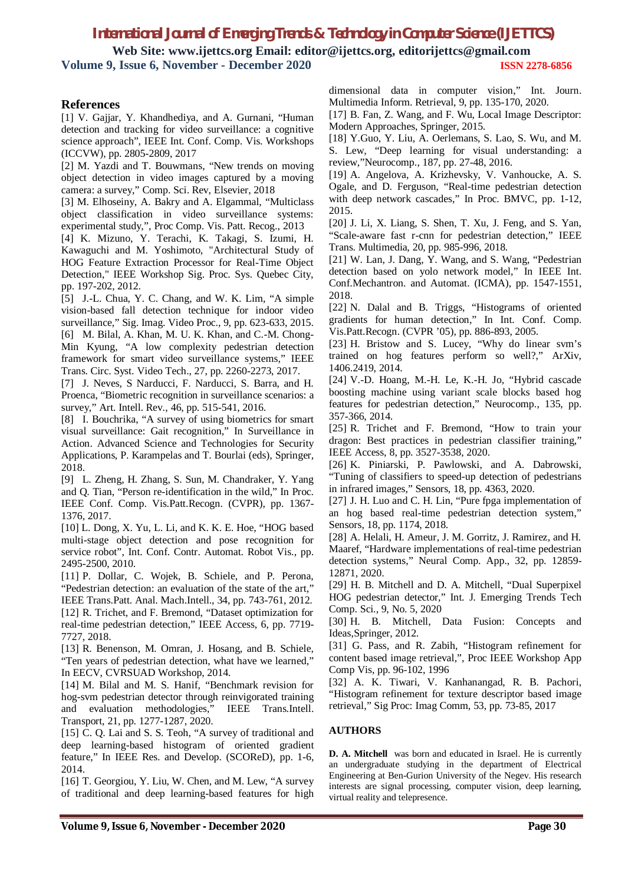## References

[1] V. Gajjar, Y. Khandhediya, and A. Gurnani, "Human detection and tracking for video surveillance: a cognitive science approach", IEEE Int. Conf. Comp. Vis. Workshops (ICCVW), pp. 2805-2809, 2017

[2] M. Yazdi and T. Bouwmans, "New trends on moving object detection in video images captured by a moving camera: a survey," Comp. Sci. Rev, Elsevier, 2018

[3] M. Elhoseiny, A. Bakry and A. Elgammal, "Multiclass object classification in video surveillance systems: experimental study,", Proc Comp. Vis. Patt. Recog., 2013

[4] K. Mizuno, Y. Terachi, K. Takagi, S. Izumi, H. Kawaguchi and M. Yoshimoto, "Architectural Study of HOG Feature Extraction Processor for Real-Time Object Detection," IEEE Workshop Sig. Proc. Sys. Quebec City, pp. 197-202, 2012.

[5] J.-L. Chua, Y. C. Chang, and W. K. Lim, "A simple vision-based fall detection technique for indoor video surveillance," Sig. Imag. Video Proc., 9, pp. 623-633, 2015.

[6] M. Bilal, A. Khan, M. U. K. Khan, and C.-M. Chong-Min Kyung, "A low complexity pedestrian detection framework for smart video surveillance systems," IEEE Trans. Circ. Syst. Video Tech., 27, pp. 2260-2273, 2017.

[7] J. Neves, S Narducci, F. Narducci, S. Barra, and H. Proenca, "Biometric recognition in surveillance scenarios: a survey," Art. Intell. Rev., 46, pp. 515-541, 2016.

[8] I. Bouchrika, "A survey of using biometrics for smart visual surveillance: Gait recognition," In Surveillance in Action. Advanced Science and Technologies for Security Applications, P. Karampelas and T. Bourlai (eds), Springer, 2018.

[9] L. Zheng, H. Zhang, S. Sun, M. Chandraker, Y. Yang and Q. Tian, "Person re-identification in the wild," In Proc. IEEE Conf. Comp. Vis.Patt.Recogn. (CVPR), pp. 1367-1376, 2017.

[10] L. Dong, X. Yu, L. Li, and K. K. E. Hoe, "HOG based multi-stage object detection and pose recognition for service robot", Int. Conf. Contr. Automat. Robot Vis., pp. 2495-2500, 2010.

[11] P. Dollar, C. Wojek, B. Schiele, and P. Perona, "Pedestrian detection: an evaluation of the state of the art," IEEE Trans.Patt. Anal. Mach.Intell., 34, pp. 743-761, 2012.

[12] R. Trichet, and F. Bremond, "Dataset optimization for real-time pedestrian detection," IEEE Access, 6, pp. 7719-7727, 2018.

[13] R. Benenson, M. Omran, J. Hosang, and B. Schiele, "Ten years of pedestrian detection, what have we learned," In EECV, CVRSUAD Workshop, 2014.

[14] M. Bilal and M. S. Hanif, "Benchmark revision for hog-svm pedestrian detector through reinvigorated training and evaluation methodologies," IEEE Trans.Intell. Transport, 21, pp. 1277-1287, 2020.

[15] C. Q. Lai and S. S. Teoh, "A survey of traditional and deep learning-based histogram of oriented gradient feature," In IEEE Res. and Develop. (SCOReD), pp. 1-6, 2014.

[16] T. Georgiou, Y. Liu, W. Chen, and M. Lew, "A survey of traditional and deep learning-based features for high dimensional data in computer vision," Int. Journ. Multimedia Inform. Retrieval, 9, pp. 135-170, 2020.

[17] B. Fan, Z. Wang, and F. Wu, Local Image Descriptor: Modern Approaches, Springer, 2015.

[18] Y.Guo, Y. Liu, A. Oerlemans, S. Lao, S. Wu, and M. S. Lew, "Deep learning for visual understanding: a review,"Neurocomp., 187, pp. 27-48, 2016.

[19] A. Angelova, A. Krizhevsky, V. Vanhoucke, A. S. Ogale, and D. Ferguson, "Real-time pedestrian detection with deep network cascades," In Proc. BMVC, pp. 1-12, 2015.

[20] J. Li, X. Liang, S. Shen, T. Xu, J. Feng, and S. Yan, "Scale-aware fast r-cnn for pedestrian detection," IEEE Trans. Multimedia, 20, pp. 985-996, 2018.

[21] W. Lan, J. Dang, Y. Wang, and S. Wang, "Pedestrian detection based on yolo network model," In IEEE Int. Conf.Mechantron. and Automat. (ICMA), pp. 1547-1551, 2018.

[22] N. Dalal and B. Triggs, "Histograms of oriented gradients for human detection," In Int. Conf. Comp. Vis.Patt.Recogn. (CVPR '05), pp. 886-893, 2005.

[23] H. Bristow and S. Lucey, "Why do linear svm's trained on hog features perform so well?," ArXiv, 1406.2419, 2014.

[24] V.-D. Hoang, M.-H. Le, K.-H. Jo, "Hybrid cascade boosting machine using variant scale blocks based hog features for pedestrian detection," Neurocomp., 135, pp. 357-366, 2014.

[25] R. Trichet and F. Bremond, "How to train your dragon: Best practices in pedestrian classifier training," IEEE Access, 8, pp. 3527-3538, 2020.

[26] K. Piniarski, P. Pawlowski, and A. Dabrowski, "Tuning of classifiers to speed-up detection of pedestrians in infrared images," Sensors, 18, pp. 4363, 2020.

[27] J. H. Luo and C. H. Lin, "Pure fpga implementation of an hog based real-time pedestrian detection system," Sensors, 18, pp. 1174, 2018.

[28] A. Helali, H. Ameur, J. M. Gorritz, J. Ramirez, and H. Maaref, "Hardware implementations of real-time pedestrian detection systems," Neural Comp. App., 32, pp. 12859-12871, 2020.

[29] H. B. Mitchell and D. A. Mitchell, "Dual Superpixel HOG pedestrian detector," Int. J. Emerging Trends Tech Comp. Sci., 9, No. 5, 2020

[30] H. B. Mitchell, Data Fusion: Concepts and Ideas,Springer, 2012.

[31] G. Pass, and R. Zabih, "Histogram refinement for content based image retrieval,", Proc IEEE Workshop App Comp Vis, pp. 96-102, 1996

[32] A. K. Tiwari, V. Kanhanangad, R. B. Pachori, "Histogram refinement for texture descriptor based image retrieval," Sig Proc: Imag Comm, 53, pp. 73-85, 2017

## AUTHORS

**D. A. Mitchell** was born and educated in Israel. He is currently an undergraduate studying in the department of Electrical Engineering at Ben-Gurion University of the Negev. His research interests are signal processing, computer vision, deep learning, virtual reality and telepresence.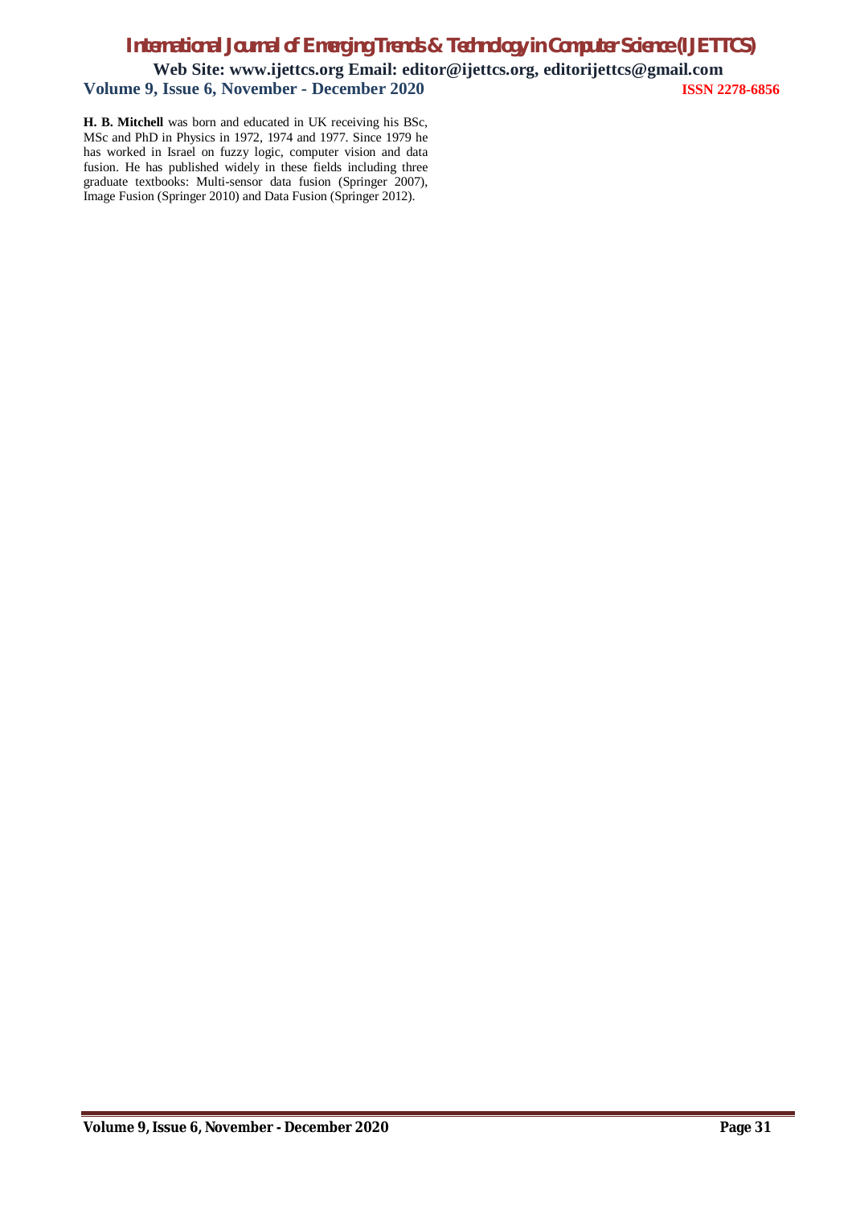**H. B. Mitchell** was born and educated in UK receiving his BSc, MSc and PhD in Physics in 1972, 1974 and 1977. Since 1979 he has worked in Israel on fuzzy logic, computer vision and data fusion. He has published widely in these fields including three graduate textbooks: Multi-sensor data fusion (Springer 2007), Image Fusion (Springer 2010) and Data Fusion (Springer 2012).